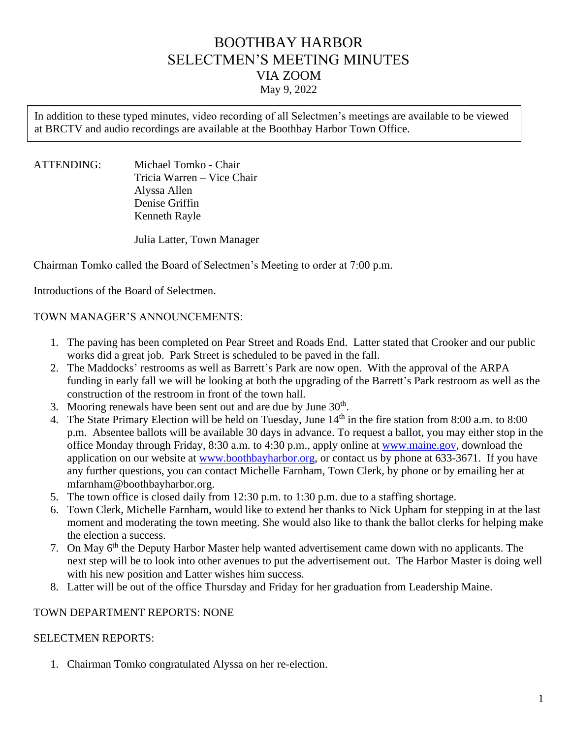# BOOTHBAY HARBOR
# SELECTMEN'S MEETING MINUTES
## VIA ZOOM
May 9, 2022

In addition to these typed minutes, video recording of all Selectmen's meetings are available to be viewed at BRCTV and audio recordings are available at the Boothbay Harbor Town Office.

ATTENDING:
Michael Tomko - Chair
Tricia Warren – Vice Chair
Alyssa Allen
Denise Griffin
Kenneth Rayle

Julia Latter, Town Manager

Chairman Tomko called the Board of Selectmen's Meeting to order at 7:00 p.m.

Introductions of the Board of Selectmen.

TOWN MANAGER'S ANNOUNCEMENTS:

1. The paving has been completed on Pear Street and Roads End. Latter stated that Crooker and our public works did a great job. Park Street is scheduled to be paved in the fall.
2. The Maddocks' restrooms as well as Barrett's Park are now open. With the approval of the ARPA funding in early fall we will be looking at both the upgrading of the Barrett's Park restroom as well as the construction of the restroom in front of the town hall.
3. Mooring renewals have been sent out and are due by June 30th.
4. The State Primary Election will be held on Tuesday, June 14th in the fire station from 8:00 a.m. to 8:00 p.m. Absentee ballots will be available 30 days in advance. To request a ballot, you may either stop in the office Monday through Friday, 8:30 a.m. to 4:30 p.m., apply online at www.maine.gov, download the application on our website at www.boothbayharbor.org, or contact us by phone at 633-3671. If you have any further questions, you can contact Michelle Farnham, Town Clerk, by phone or by emailing her at mfarnham@boothbayharbor.org.
5. The town office is closed daily from 12:30 p.m. to 1:30 p.m. due to a staffing shortage.
6. Town Clerk, Michelle Farnham, would like to extend her thanks to Nick Upham for stepping in at the last moment and moderating the town meeting. She would also like to thank the ballot clerks for helping make the election a success.
7. On May 6th the Deputy Harbor Master help wanted advertisement came down with no applicants. The next step will be to look into other avenues to put the advertisement out. The Harbor Master is doing well with his new position and Latter wishes him success.
8. Latter will be out of the office Thursday and Friday for her graduation from Leadership Maine.

TOWN DEPARTMENT REPORTS: NONE

SELECTMEN REPORTS:

1. Chairman Tomko congratulated Alyssa on her re-election.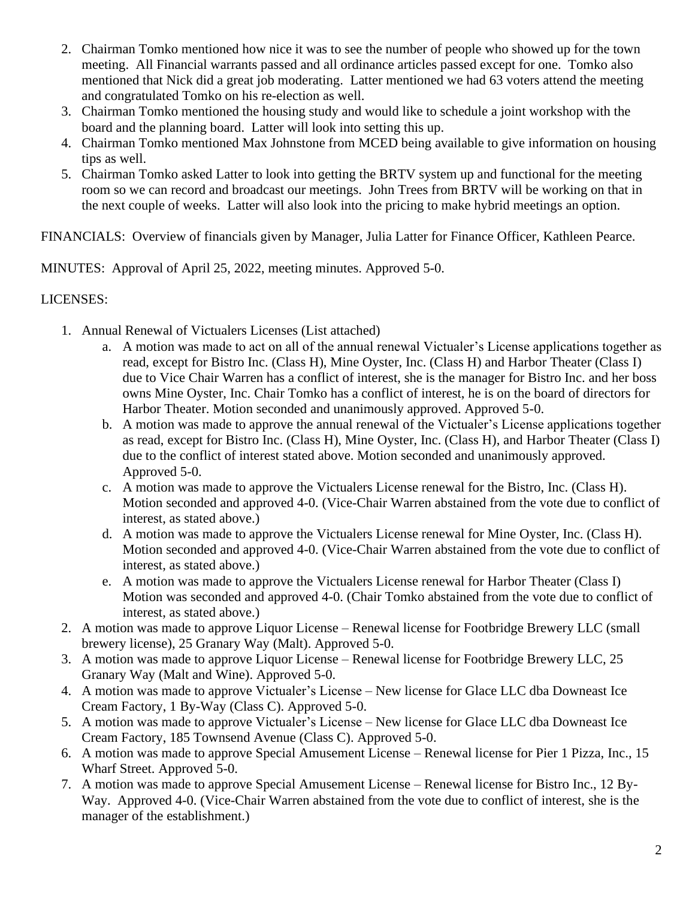2. Chairman Tomko mentioned how nice it was to see the number of people who showed up for the town meeting. All Financial warrants passed and all ordinance articles passed except for one. Tomko also mentioned that Nick did a great job moderating. Latter mentioned we had 63 voters attend the meeting and congratulated Tomko on his re-election as well.
3. Chairman Tomko mentioned the housing study and would like to schedule a joint workshop with the board and the planning board. Latter will look into setting this up.
4. Chairman Tomko mentioned Max Johnstone from MCED being available to give information on housing tips as well.
5. Chairman Tomko asked Latter to look into getting the BRTV system up and functional for the meeting room so we can record and broadcast our meetings. John Trees from BRTV will be working on that in the next couple of weeks. Latter will also look into the pricing to make hybrid meetings an option.

FINANCIALS: Overview of financials given by Manager, Julia Latter for Finance Officer, Kathleen Pearce.

MINUTES: Approval of April 25, 2022, meeting minutes. Approved 5-0.

LICENSES:

1. Annual Renewal of Victualers Licenses (List attached)
   a. A motion was made to act on all of the annual renewal Victualer's License applications together as read, except for Bistro Inc. (Class H), Mine Oyster, Inc. (Class H) and Harbor Theater (Class I) due to Vice Chair Warren has a conflict of interest, she is the manager for Bistro Inc. and her boss owns Mine Oyster, Inc. Chair Tomko has a conflict of interest, he is on the board of directors for Harbor Theater. Motion seconded and unanimously approved. Approved 5-0.
   b. A motion was made to approve the annual renewal of the Victualer's License applications together as read, except for Bistro Inc. (Class H), Mine Oyster, Inc. (Class H), and Harbor Theater (Class I) due to the conflict of interest stated above. Motion seconded and unanimously approved. Approved 5-0.
   c. A motion was made to approve the Victualers License renewal for the Bistro, Inc. (Class H). Motion seconded and approved 4-0. (Vice-Chair Warren abstained from the vote due to conflict of interest, as stated above.)
   d. A motion was made to approve the Victualers License renewal for Mine Oyster, Inc. (Class H). Motion seconded and approved 4-0. (Vice-Chair Warren abstained from the vote due to conflict of interest, as stated above.)
   e. A motion was made to approve the Victualers License renewal for Harbor Theater (Class I) Motion was seconded and approved 4-0. (Chair Tomko abstained from the vote due to conflict of interest, as stated above.)
2. A motion was made to approve Liquor License – Renewal license for Footbridge Brewery LLC (small brewery license), 25 Granary Way (Malt). Approved 5-0.
3. A motion was made to approve Liquor License – Renewal license for Footbridge Brewery LLC, 25 Granary Way (Malt and Wine). Approved 5-0.
4. A motion was made to approve Victualer's License – New license for Glace LLC dba Downeast Ice Cream Factory, 1 By-Way (Class C). Approved 5-0.
5. A motion was made to approve Victualer's License – New license for Glace LLC dba Downeast Ice Cream Factory, 185 Townsend Avenue (Class C). Approved 5-0.
6. A motion was made to approve Special Amusement License – Renewal license for Pier 1 Pizza, Inc., 15 Wharf Street. Approved 5-0.
7. A motion was made to approve Special Amusement License – Renewal license for Bistro Inc., 12 By-Way. Approved 4-0. (Vice-Chair Warren abstained from the vote due to conflict of interest, she is the manager of the establishment.)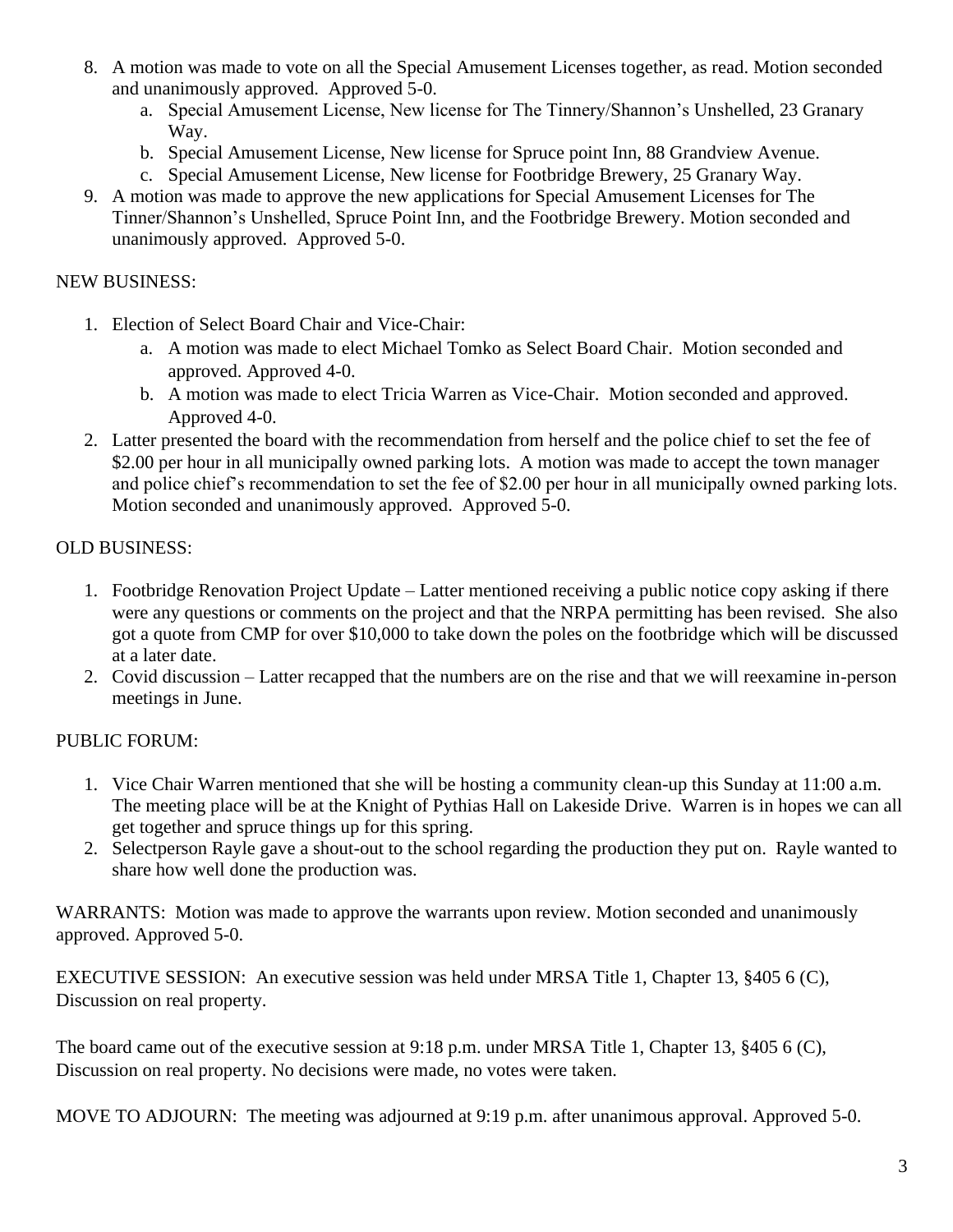8. A motion was made to vote on all the Special Amusement Licenses together, as read. Motion seconded and unanimously approved. Approved 5-0.
   a. Special Amusement License, New license for The Tinnery/Shannon's Unshelled, 23 Granary Way.
   b. Special Amusement License, New license for Spruce point Inn, 88 Grandview Avenue.
   c. Special Amusement License, New license for Footbridge Brewery, 25 Granary Way.
9. A motion was made to approve the new applications for Special Amusement Licenses for The Tinner/Shannon's Unshelled, Spruce Point Inn, and the Footbridge Brewery. Motion seconded and unanimously approved. Approved 5-0.

NEW BUSINESS:

1. Election of Select Board Chair and Vice-Chair:
   a. A motion was made to elect Michael Tomko as Select Board Chair. Motion seconded and approved. Approved 4-0.
   b. A motion was made to elect Tricia Warren as Vice-Chair. Motion seconded and approved. Approved 4-0.
2. Latter presented the board with the recommendation from herself and the police chief to set the fee of $2.00 per hour in all municipally owned parking lots. A motion was made to accept the town manager and police chief's recommendation to set the fee of $2.00 per hour in all municipally owned parking lots. Motion seconded and unanimously approved. Approved 5-0.

OLD BUSINESS:

1. Footbridge Renovation Project Update – Latter mentioned receiving a public notice copy asking if there were any questions or comments on the project and that the NRPA permitting has been revised. She also got a quote from CMP for over $10,000 to take down the poles on the footbridge which will be discussed at a later date.
2. Covid discussion – Latter recapped that the numbers are on the rise and that we will reexamine in-person meetings in June.

PUBLIC FORUM:

1. Vice Chair Warren mentioned that she will be hosting a community clean-up this Sunday at 11:00 a.m. The meeting place will be at the Knight of Pythias Hall on Lakeside Drive. Warren is in hopes we can all get together and spruce things up for this spring.
2. Selectperson Rayle gave a shout-out to the school regarding the production they put on. Rayle wanted to share how well done the production was.

WARRANTS: Motion was made to approve the warrants upon review. Motion seconded and unanimously approved. Approved 5-0.

EXECUTIVE SESSION: An executive session was held under MRSA Title 1, Chapter 13, §405 6 (C), Discussion on real property.

The board came out of the executive session at 9:18 p.m. under MRSA Title 1, Chapter 13, §405 6 (C), Discussion on real property. No decisions were made, no votes were taken.

MOVE TO ADJOURN: The meeting was adjourned at 9:19 p.m. after unanimous approval. Approved 5-0.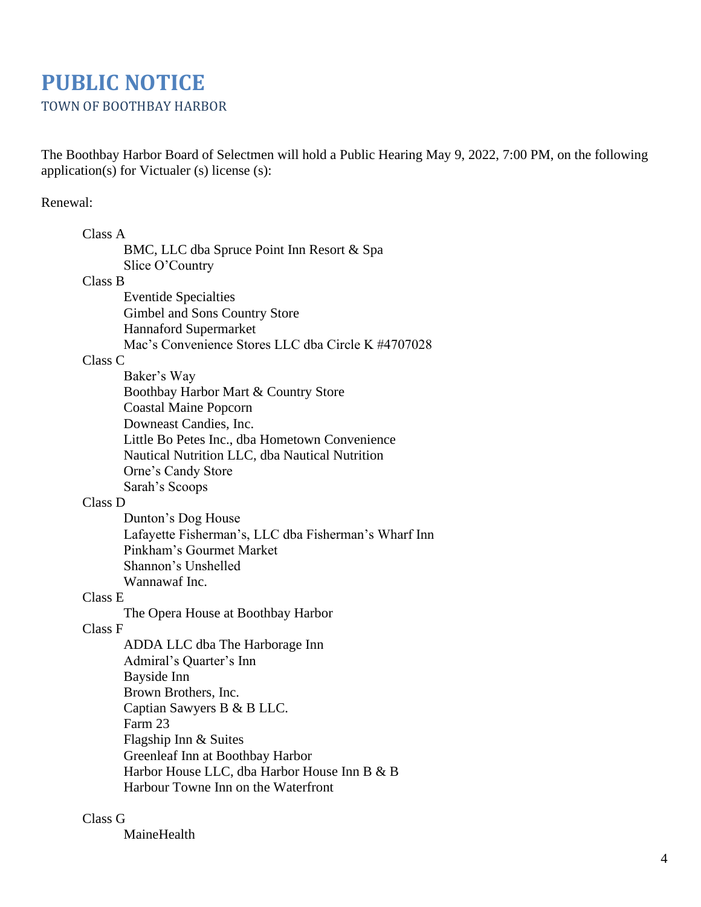# PUBLIC NOTICE

TOWN OF BOOTHBAY HARBOR

The Boothbay Harbor Board of Selectmen will hold a Public Hearing May 9, 2022, 7:00 PM, on the following application(s) for Victualer (s) license (s):

Renewal:

- Class A
  - BMC, LLC dba Spruce Point Inn Resort & Spa
  - Slice O'Country
- Class B
  - Eventide Specialties
  - Gimbel and Sons Country Store
  - Hannaford Supermarket
  - Mac's Convenience Stores LLC dba Circle K #4707028
- Class C
  - Baker's Way
  - Boothbay Harbor Mart & Country Store
  - Coastal Maine Popcorn
  - Downeast Candies, Inc.
  - Little Bo Petes Inc., dba Hometown Convenience
  - Nautical Nutrition LLC, dba Nautical Nutrition
  - Orne's Candy Store
  - Sarah's Scoops
- Class D
  - Dunton's Dog House
  - Lafayette Fisherman's, LLC dba Fisherman's Wharf Inn
  - Pinkham's Gourmet Market
  - Shannon's Unshelled
  - Wannawaf Inc.
- Class E
  - The Opera House at Boothbay Harbor
- Class F
  - ADDA LLC dba The Harborage Inn
  - Admiral's Quarter's Inn
  - Bayside Inn
  - Brown Brothers, Inc.
  - Captian Sawyers B & B LLC.
  - Farm 23
  - Flagship Inn & Suites
  - Greenleaf Inn at Boothbay Harbor
  - Harbor House LLC, dba Harbor House Inn B & B
  - Harbour Towne Inn on the Waterfront
- Class G
  - MaineHealth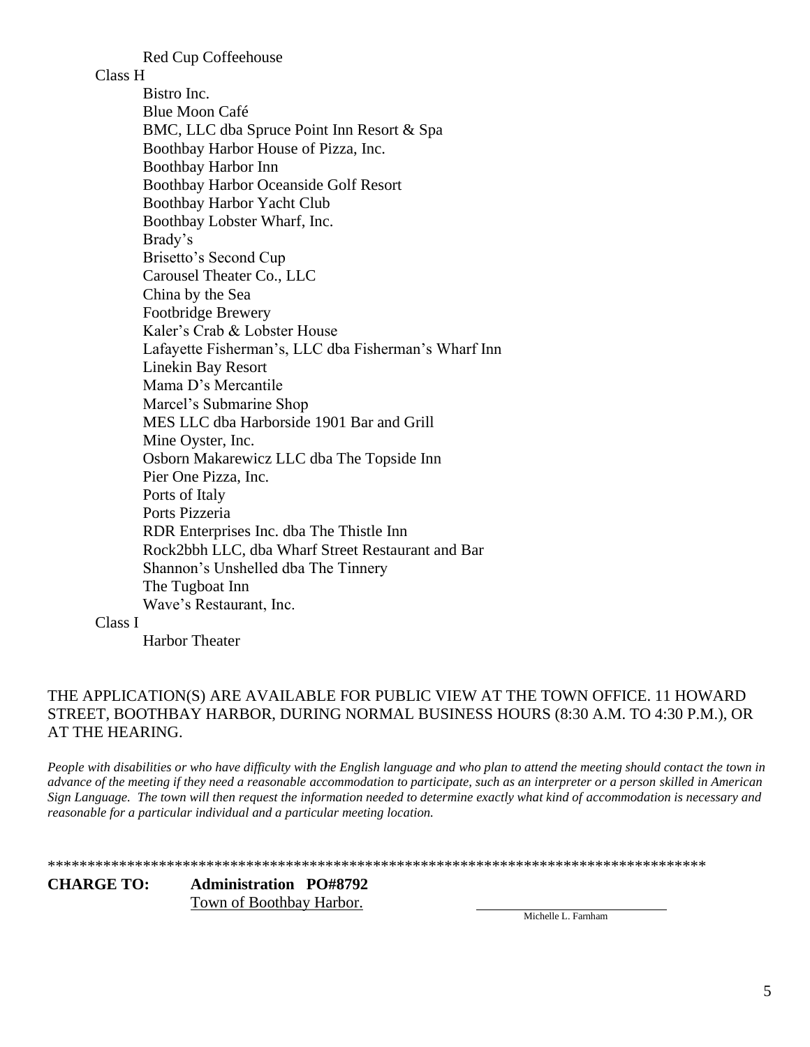Red Cup Coffeehouse

Class H

- Bistro Inc.
- Blue Moon Café
- BMC, LLC dba Spruce Point Inn Resort & Spa
- Boothbay Harbor House of Pizza, Inc.
- Boothbay Harbor Inn
- Boothbay Harbor Oceanside Golf Resort
- Boothbay Harbor Yacht Club
- Boothbay Lobster Wharf, Inc.
- Brady's
- Brisetto's Second Cup
- Carousel Theater Co., LLC
- China by the Sea
- Footbridge Brewery
- Kaler's Crab & Lobster House
- Lafayette Fisherman's, LLC dba Fisherman's Wharf Inn
- Linekin Bay Resort
- Mama D's Mercantile
- Marcel's Submarine Shop
- MES LLC dba Harborside 1901 Bar and Grill
- Mine Oyster, Inc.
- Osborn Makarewicz LLC dba The Topside Inn
- Pier One Pizza, Inc.
- Ports of Italy
- Ports Pizzeria
- RDR Enterprises Inc. dba The Thistle Inn
- Rock2bbh LLC, dba Wharf Street Restaurant and Bar
- Shannon's Unshelled dba The Tinnery
- The Tugboat Inn
- Wave's Restaurant, Inc.

Class I

- Harbor Theater

THE APPLICATION(S) ARE AVAILABLE FOR PUBLIC VIEW AT THE TOWN OFFICE. 11 HOWARD STREET, BOOTHBAY HARBOR, DURING NORMAL BUSINESS HOURS (8:30 A.M. TO 4:30 P.M.), OR AT THE HEARING.

*People with disabilities or who have difficulty with the English language and who plan to attend the meeting should contact the town in advance of the meeting if they need a reasonable accommodation to participate, such as an interpreter or a person skilled in American Sign Language. The town will then request the information needed to determine exactly what kind of accommodation is necessary and reasonable for a particular individual and a particular meeting location.*

*******************************************************************************

**CHARGE TO:** **Administration PO#8792**
Town of Boothbay Harbor.

Michelle L. Farnham